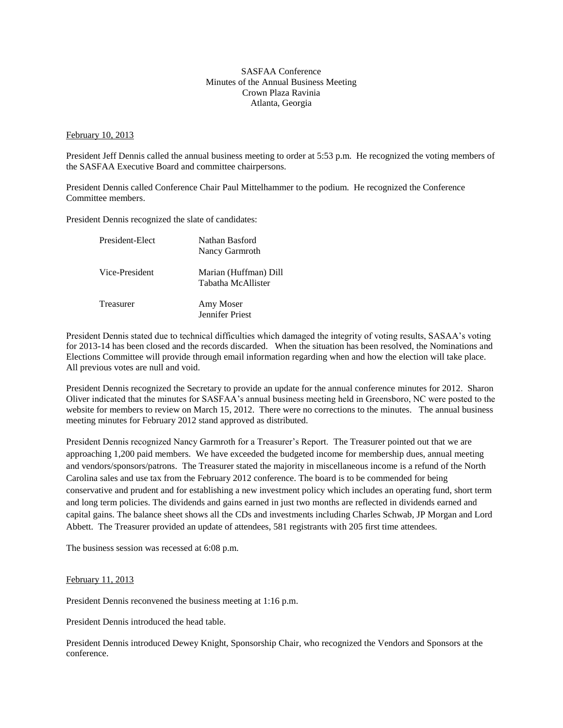SASFAA Conference
Minutes of the Annual Business Meeting
Crown Plaza Ravinia
Atlanta, Georgia

February 10, 2013

President Jeff Dennis called the annual business meeting to order at 5:53 p.m. He recognized the voting members of the SASFAA Executive Board and committee chairpersons.

President Dennis called Conference Chair Paul Mittelhammer to the podium. He recognized the Conference Committee members.

President Dennis recognized the slate of candidates:

| | |
|---|---|
| President-Elect | Nathan Basford<br>Nancy Garmroth |
| Vice-President | Marian (Huffman) Dill<br>Tabatha McAllister |
| Treasurer | Amy Moser<br>Jennifer Priest |

President Dennis stated due to technical difficulties which damaged the integrity of voting results, SASAA's voting for 2013-14 has been closed and the records discarded. When the situation has been resolved, the Nominations and Elections Committee will provide through email information regarding when and how the election will take place. All previous votes are null and void.

President Dennis recognized the Secretary to provide an update for the annual conference minutes for 2012. Sharon Oliver indicated that the minutes for SASFAA's annual business meeting held in Greensboro, NC were posted to the website for members to review on March 15, 2012. There were no corrections to the minutes. The annual business meeting minutes for February 2012 stand approved as distributed.

President Dennis recognized Nancy Garmroth for a Treasurer's Report. The Treasurer pointed out that we are approaching 1,200 paid members. We have exceeded the budgeted income for membership dues, annual meeting and vendors/sponsors/patrons. The Treasurer stated the majority in miscellaneous income is a refund of the North Carolina sales and use tax from the February 2012 conference. The board is to be commended for being conservative and prudent and for establishing a new investment policy which includes an operating fund, short term and long term policies. The dividends and gains earned in just two months are reflected in dividends earned and capital gains. The balance sheet shows all the CDs and investments including Charles Schwab, JP Morgan and Lord Abbett. The Treasurer provided an update of attendees, 581 registrants with 205 first time attendees.

The business session was recessed at 6:08 p.m.

February 11, 2013

President Dennis reconvened the business meeting at 1:16 p.m.

President Dennis introduced the head table.

President Dennis introduced Dewey Knight, Sponsorship Chair, who recognized the Vendors and Sponsors at the conference.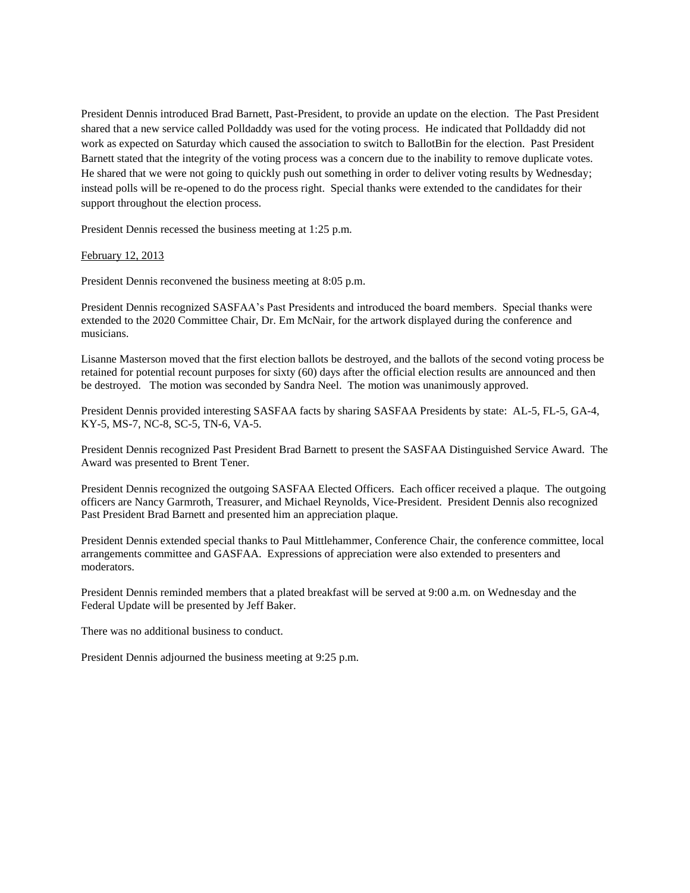President Dennis introduced Brad Barnett, Past-President, to provide an update on the election. The Past President shared that a new service called Polldaddy was used for the voting process. He indicated that Polldaddy did not work as expected on Saturday which caused the association to switch to BallotBin for the election. Past President Barnett stated that the integrity of the voting process was a concern due to the inability to remove duplicate votes. He shared that we were not going to quickly push out something in order to deliver voting results by Wednesday; instead polls will be re-opened to do the process right. Special thanks were extended to the candidates for their support throughout the election process.

President Dennis recessed the business meeting at 1:25 p.m.

<u>February 12, 2013</u>

President Dennis reconvened the business meeting at 8:05 p.m.

President Dennis recognized SASFAA's Past Presidents and introduced the board members. Special thanks were extended to the 2020 Committee Chair, Dr. Em McNair, for the artwork displayed during the conference and musicians.

Lisanne Masterson moved that the first election ballots be destroyed, and the ballots of the second voting process be retained for potential recount purposes for sixty (60) days after the official election results are announced and then be destroyed. The motion was seconded by Sandra Neel. The motion was unanimously approved.

President Dennis provided interesting SASFAA facts by sharing SASFAA Presidents by state: AL-5, FL-5, GA-4, KY-5, MS-7, NC-8, SC-5, TN-6, VA-5.

President Dennis recognized Past President Brad Barnett to present the SASFAA Distinguished Service Award. The Award was presented to Brent Tener.

President Dennis recognized the outgoing SASFAA Elected Officers. Each officer received a plaque. The outgoing officers are Nancy Garmroth, Treasurer, and Michael Reynolds, Vice-President. President Dennis also recognized Past President Brad Barnett and presented him an appreciation plaque.

President Dennis extended special thanks to Paul Mittlehammer, Conference Chair, the conference committee, local arrangements committee and GASFAA. Expressions of appreciation were also extended to presenters and moderators.

President Dennis reminded members that a plated breakfast will be served at 9:00 a.m. on Wednesday and the Federal Update will be presented by Jeff Baker.

There was no additional business to conduct.

President Dennis adjourned the business meeting at 9:25 p.m.